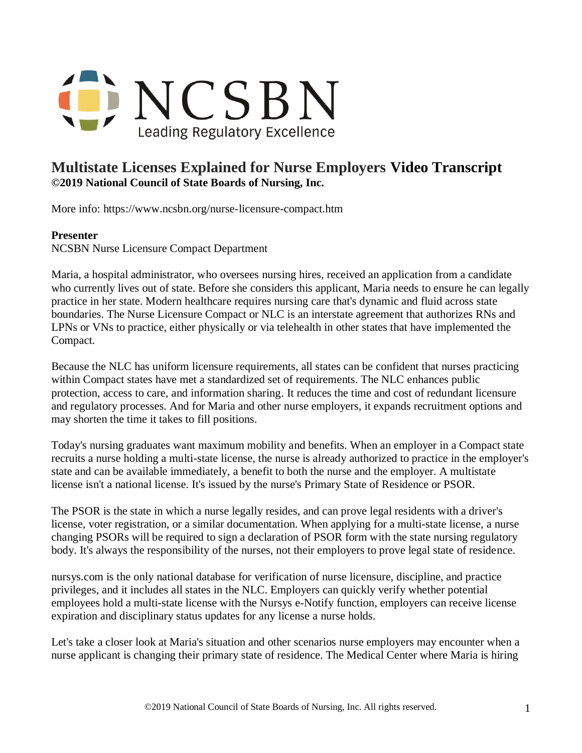NCSBN

Leading Regulatory Excellence

# Multistate Licenses Explained for Nurse Employers Video Transcript

**©2019 National Council of State Boards of Nursing, Inc.**

More info: https://www.ncsbn.org/nurse-licensure-compact.htm

**Presenter**

NCSBN Nurse Licensure Compact Department

Maria, a hospital administrator, who oversees nursing hires, received an application from a candidate who currently lives out of state. Before she considers this applicant, Maria needs to ensure he can legally practice in her state. Modern healthcare requires nursing care that's dynamic and fluid across state boundaries. The Nurse Licensure Compact or NLC is an interstate agreement that authorizes RNs and LPNs or VNs to practice, either physically or via telehealth in other states that have implemented the Compact.

Because the NLC has uniform licensure requirements, all states can be confident that nurses practicing within Compact states have met a standardized set of requirements. The NLC enhances public protection, access to care, and information sharing. It reduces the time and cost of redundant licensure and regulatory processes. And for Maria and other nurse employers, it expands recruitment options and may shorten the time it takes to fill positions.

Today's nursing graduates want maximum mobility and benefits. When an employer in a Compact state recruits a nurse holding a multi-state license, the nurse is already authorized to practice in the employer's state and can be available immediately, a benefit to both the nurse and the employer. A multistate license isn't a national license. It's issued by the nurse's Primary State of Residence or PSOR.

The PSOR is the state in which a nurse legally resides, and can prove legal residents with a driver's license, voter registration, or a similar documentation. When applying for a multi-state license, a nurse changing PSORs will be required to sign a declaration of PSOR form with the state nursing regulatory body. It's always the responsibility of the nurses, not their employers to prove legal state of residence.

nursys.com is the only national database for verification of nurse licensure, discipline, and practice privileges, and it includes all states in the NLC. Employers can quickly verify whether potential employees hold a multi-state license with the Nursys e-Notify function, employers can receive license expiration and disciplinary status updates for any license a nurse holds.

Let's take a closer look at Maria's situation and other scenarios nurse employers may encounter when a nurse applicant is changing their primary state of residence. The Medical Center where Maria is hiring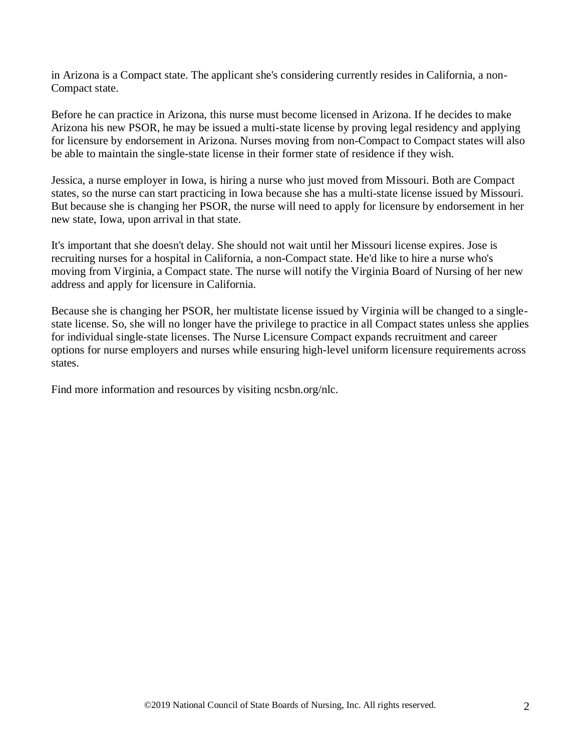in Arizona is a Compact state. The applicant she's considering currently resides in California, a non-Compact state.

Before he can practice in Arizona, this nurse must become licensed in Arizona. If he decides to make Arizona his new PSOR, he may be issued a multi-state license by proving legal residency and applying for licensure by endorsement in Arizona. Nurses moving from non-Compact to Compact states will also be able to maintain the single-state license in their former state of residence if they wish.

Jessica, a nurse employer in Iowa, is hiring a nurse who just moved from Missouri. Both are Compact states, so the nurse can start practicing in Iowa because she has a multi-state license issued by Missouri. But because she is changing her PSOR, the nurse will need to apply for licensure by endorsement in her new state, Iowa, upon arrival in that state.

It's important that she doesn't delay. She should not wait until her Missouri license expires. Jose is recruiting nurses for a hospital in California, a non-Compact state. He'd like to hire a nurse who's moving from Virginia, a Compact state. The nurse will notify the Virginia Board of Nursing of her new address and apply for licensure in California.

Because she is changing her PSOR, her multistate license issued by Virginia will be changed to a single-state license. So, she will no longer have the privilege to practice in all Compact states unless she applies for individual single-state licenses. The Nurse Licensure Compact expands recruitment and career options for nurse employers and nurses while ensuring high-level uniform licensure requirements across states.

Find more information and resources by visiting ncsbn.org/nlc.

©2019 National Council of State Boards of Nursing, Inc. All rights reserved.